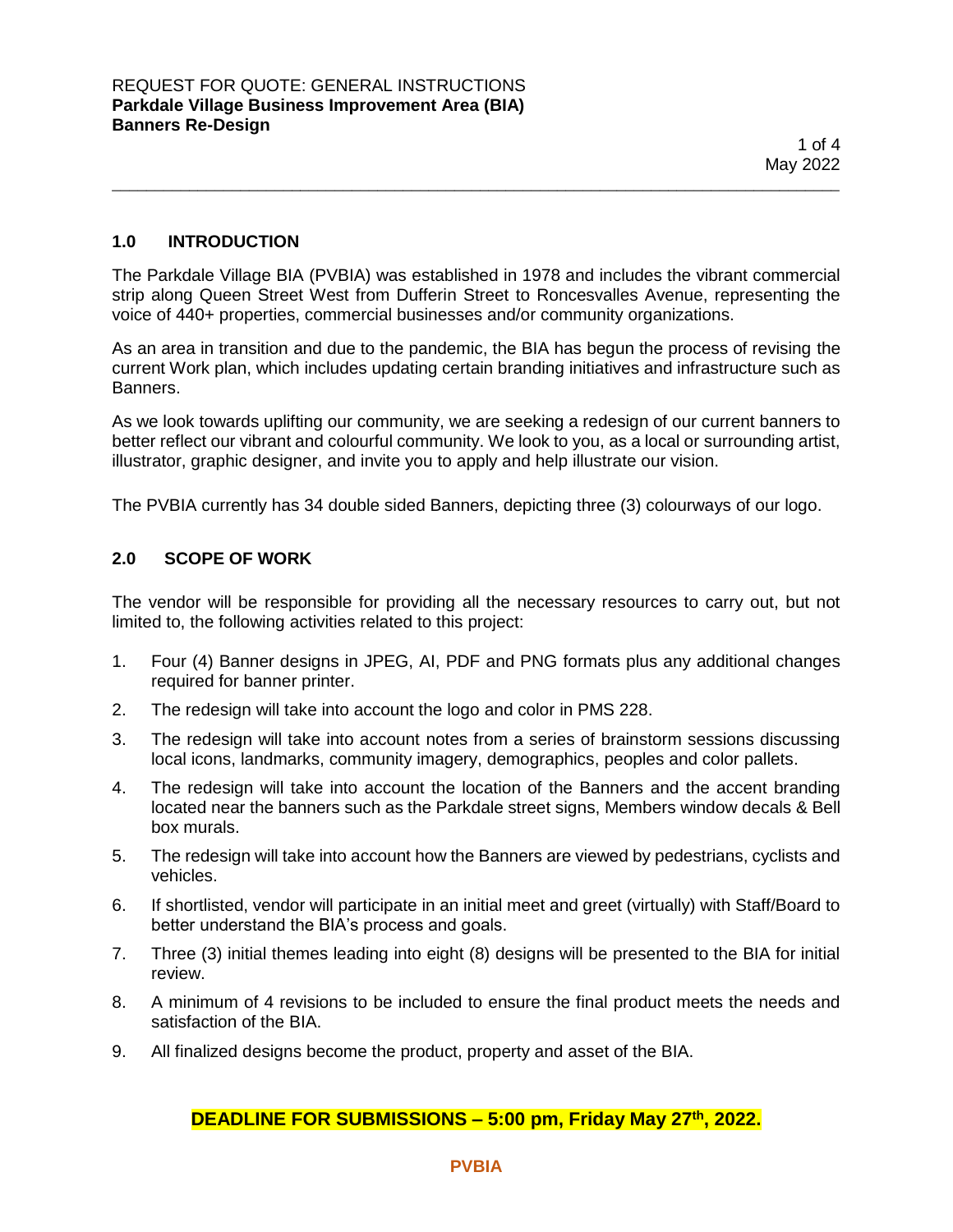REQUEST FOR QUOTE: GENERAL INSTRUCTIONS
**Parkdale Village Business Improvement Area (BIA)**
**Banners Re-Design**

May 2022

## 1.0 INTRODUCTION

The Parkdale Village BIA (PVBIA) was established in 1978 and includes the vibrant commercial strip along Queen Street West from Dufferin Street to Roncesvalles Avenue, representing the voice of 440+ properties, commercial businesses and/or community organizations.

As an area in transition and due to the pandemic, the BIA has begun the process of revising the current Work plan, which includes updating certain branding initiatives and infrastructure such as Banners.

As we look towards uplifting our community, we are seeking a redesign of our current banners to better reflect our vibrant and colourful community. We look to you, as a local or surrounding artist, illustrator, graphic designer, and invite you to apply and help illustrate our vision.

The PVBIA currently has 34 double sided Banners, depicting three (3) colourways of our logo.

## 2.0 SCOPE OF WORK

The vendor will be responsible for providing all the necessary resources to carry out, but not limited to, the following activities related to this project:

1. Four (4) Banner designs in JPEG, AI, PDF and PNG formats plus any additional changes required for banner printer.
2. The redesign will take into account the logo and color in PMS 228.
3. The redesign will take into account notes from a series of brainstorm sessions discussing local icons, landmarks, community imagery, demographics, peoples and color pallets.
4. The redesign will take into account the location of the Banners and the accent branding located near the banners such as the Parkdale street signs, Members window decals & Bell box murals.
5. The redesign will take into account how the Banners are viewed by pedestrians, cyclists and vehicles.
6. If shortlisted, vendor will participate in an initial meet and greet (virtually) with Staff/Board to better understand the BIA's process and goals.
7. Three (3) initial themes leading into eight (8) designs will be presented to the BIA for initial review.
8. A minimum of 4 revisions to be included to ensure the final product meets the needs and satisfaction of the BIA.
9. All finalized designs become the product, property and asset of the BIA.

**DEADLINE FOR SUBMISSIONS – 5:00 pm, Friday May 27th, 2022.**

**PVBIA**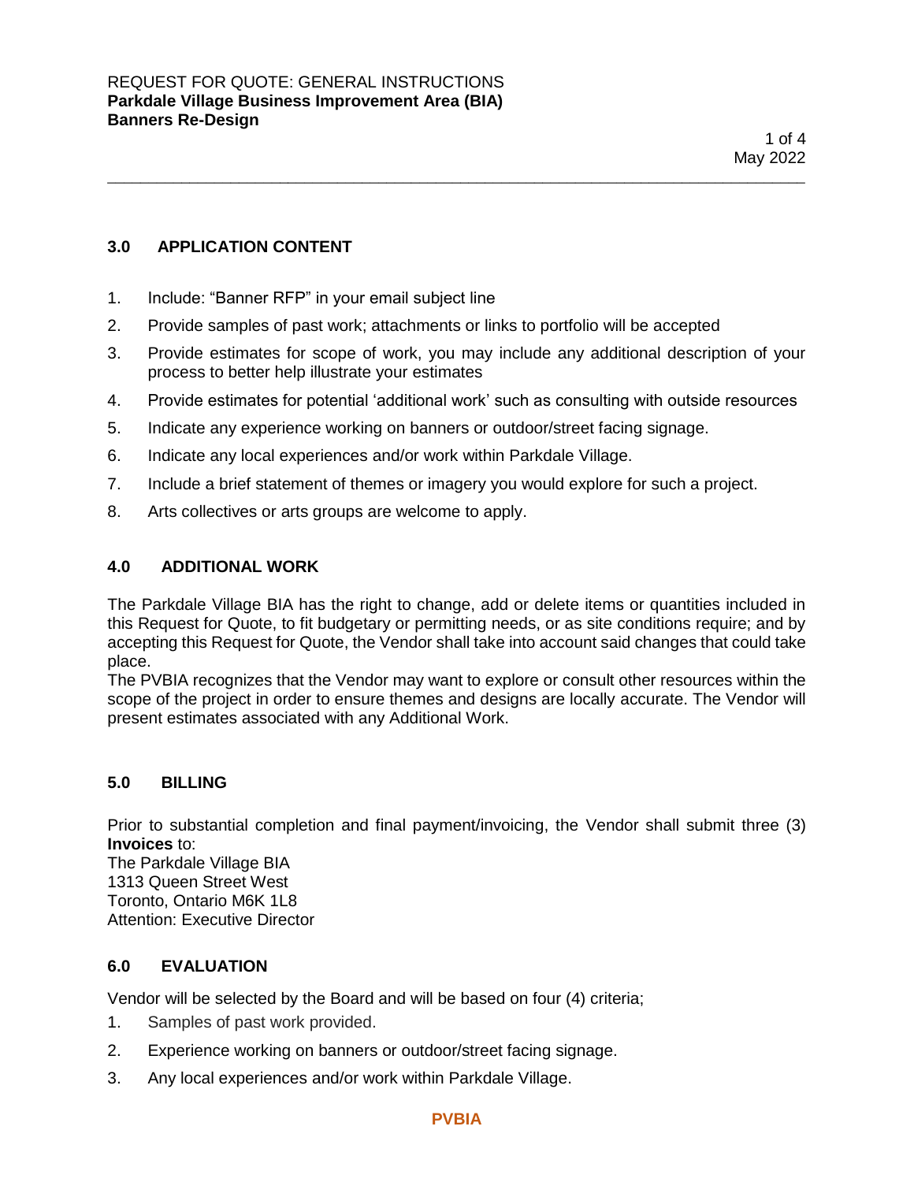## 3.0 APPLICATION CONTENT

1. Include: "Banner RFP" in your email subject line
2. Provide samples of past work; attachments or links to portfolio will be accepted
3. Provide estimates for scope of work, you may include any additional description of your process to better help illustrate your estimates
4. Provide estimates for potential 'additional work' such as consulting with outside resources
5. Indicate any experience working on banners or outdoor/street facing signage.
6. Indicate any local experiences and/or work within Parkdale Village.
7. Include a brief statement of themes or imagery you would explore for such a project.
8. Arts collectives or arts groups are welcome to apply.

## 4.0 ADDITIONAL WORK

The Parkdale Village BIA has the right to change, add or delete items or quantities included in this Request for Quote, to fit budgetary or permitting needs, or as site conditions require; and by accepting this Request for Quote, the Vendor shall take into account said changes that could take place.

The PVBIA recognizes that the Vendor may want to explore or consult other resources within the scope of the project in order to ensure themes and designs are locally accurate. The Vendor will present estimates associated with any Additional Work.

## 5.0 BILLING

Prior to substantial completion and final payment/invoicing, the Vendor shall submit three (3) **Invoices** to:
The Parkdale Village BIA
1313 Queen Street West
Toronto, Ontario M6K 1L8
Attention: Executive Director

## 6.0 EVALUATION

Vendor will be selected by the Board and will be based on four (4) criteria;

1. Samples of past work provided.
2. Experience working on banners or outdoor/street facing signage.
3. Any local experiences and/or work within Parkdale Village.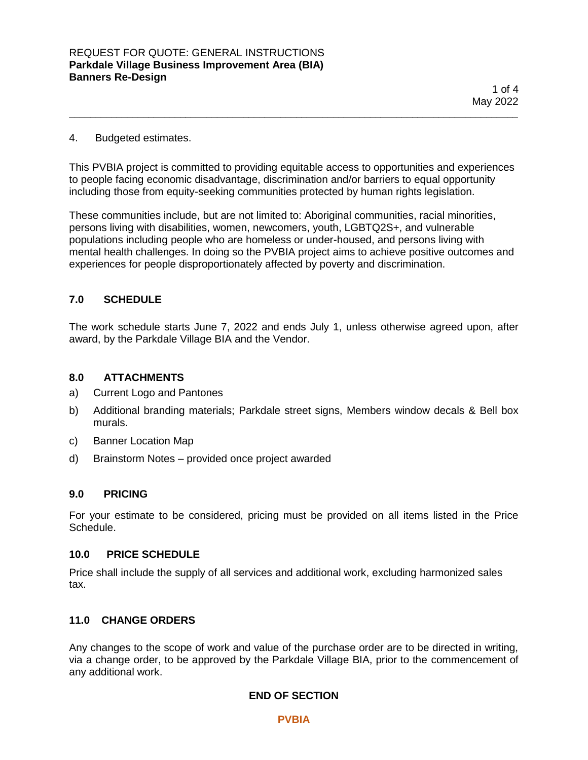4. Budgeted estimates.

This PVBIA project is committed to providing equitable access to opportunities and experiences to people facing economic disadvantage, discrimination and/or barriers to equal opportunity including those from equity-seeking communities protected by human rights legislation.

These communities include, but are not limited to: Aboriginal communities, racial minorities, persons living with disabilities, women, newcomers, youth, LGBTQ2S+, and vulnerable populations including people who are homeless or under-housed, and persons living with mental health challenges. In doing so the PVBIA project aims to achieve positive outcomes and experiences for people disproportionately affected by poverty and discrimination.

## 7.0 SCHEDULE

The work schedule starts June 7, 2022 and ends July 1, unless otherwise agreed upon, after award, by the Parkdale Village BIA and the Vendor.

## 8.0 ATTACHMENTS

a) Current Logo and Pantones

b) Additional branding materials; Parkdale street signs, Members window decals & Bell box murals.

c) Banner Location Map

d) Brainstorm Notes – provided once project awarded

## 9.0 PRICING

For your estimate to be considered, pricing must be provided on all items listed in the Price Schedule.

## 10.0 PRICE SCHEDULE

Price shall include the supply of all services and additional work, excluding harmonized sales tax.

## 11.0 CHANGE ORDERS

Any changes to the scope of work and value of the purchase order are to be directed in writing, via a change order, to be approved by the Parkdale Village BIA, prior to the commencement of any additional work.

**END OF SECTION**

**PVBIA**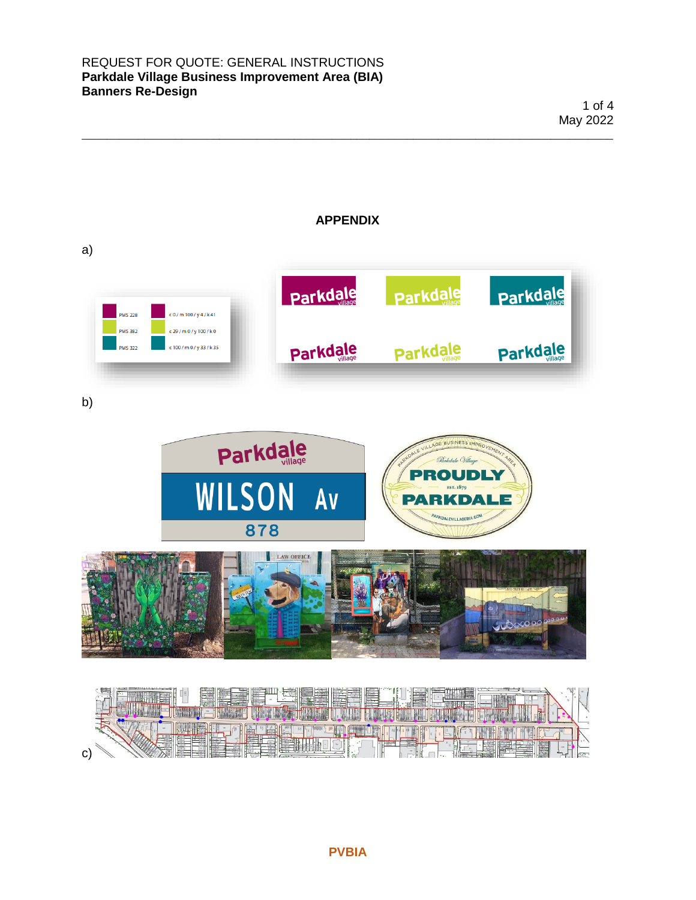## APPENDIX

a)

PMS 228 c 0 / m 100 / y 4 / k 41

PMS 382 c 29 / m 0 / y 100 / k 0

PMS 322 c 100 / m 0 / y 33 / k 35

b)

c)